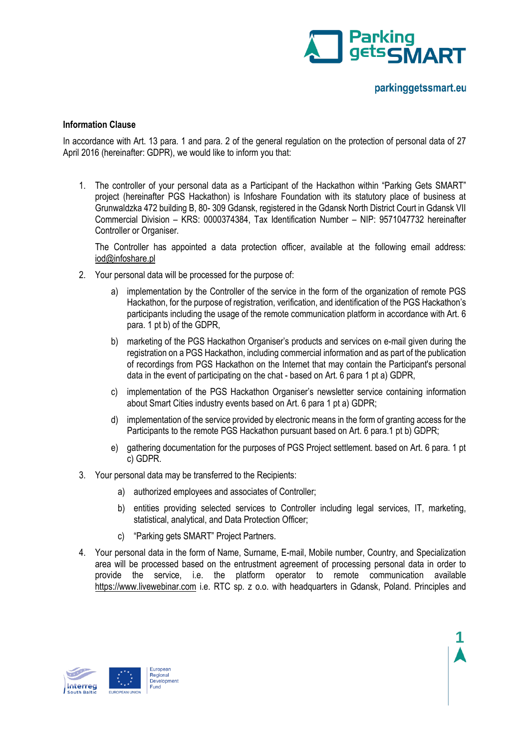**Information Clause**

In accordance with Art. 13 para. 1 and para. 2 of the general regulation on the protection of personal data of 27 April 2016 (hereinafter: GDPR), we would like to inform you that:

1. The controller of your personal data as a Participant of the Hackathon within "Parking Gets SMART" project (hereinafter PGS Hackathon) is Infoshare Foundation with its statutory place of business at Grunwaldzka 472 building B, 80- 309 Gdansk, registered in the Gdansk North District Court in Gdansk VII Commercial Division – KRS: 0000374384, Tax Identification Number – NIP: 9571047732 hereinafter Controller or Organiser.

   The Controller has appointed a data protection officer, available at the following email address: iod@infoshare.pl

2. Your personal data will be processed for the purpose of:

   a) implementation by the Controller of the service in the form of the organization of remote PGS Hackathon, for the purpose of registration, verification, and identification of the PGS Hackathon's participants including the usage of the remote communication platform in accordance with Art. 6 para. 1 pt b) of the GDPR,

   b) marketing of the PGS Hackathon Organiser's products and services on e-mail given during the registration on a PGS Hackathon, including commercial information and as part of the publication of recordings from PGS Hackathon on the Internet that may contain the Participant's personal data in the event of participating on the chat - based on Art. 6 para 1 pt a) GDPR,

   c) implementation of the PGS Hackathon Organiser's newsletter service containing information about Smart Cities industry events based on Art. 6 para 1 pt a) GDPR;

   d) implementation of the service provided by electronic means in the form of granting access for the Participants to the remote PGS Hackathon pursuant based on Art. 6 para.1 pt b) GDPR;

   e) gathering documentation for the purposes of PGS Project settlement. based on Art. 6 para. 1 pt c) GDPR.

3. Your personal data may be transferred to the Recipients:

   a) authorized employees and associates of Controller;

   b) entities providing selected services to Controller including legal services, IT, marketing, statistical, analytical, and Data Protection Officer;

   c) "Parking gets SMART" Project Partners.

4. Your personal data in the form of Name, Surname, E-mail, Mobile number, Country, and Specialization area will be processed based on the entrustment agreement of processing personal data in order to provide the service, i.e. the platform operator to remote communication available https://www.livewebinar.com i.e. RTC sp. z o.o. with headquarters in Gdansk, Poland. Principles and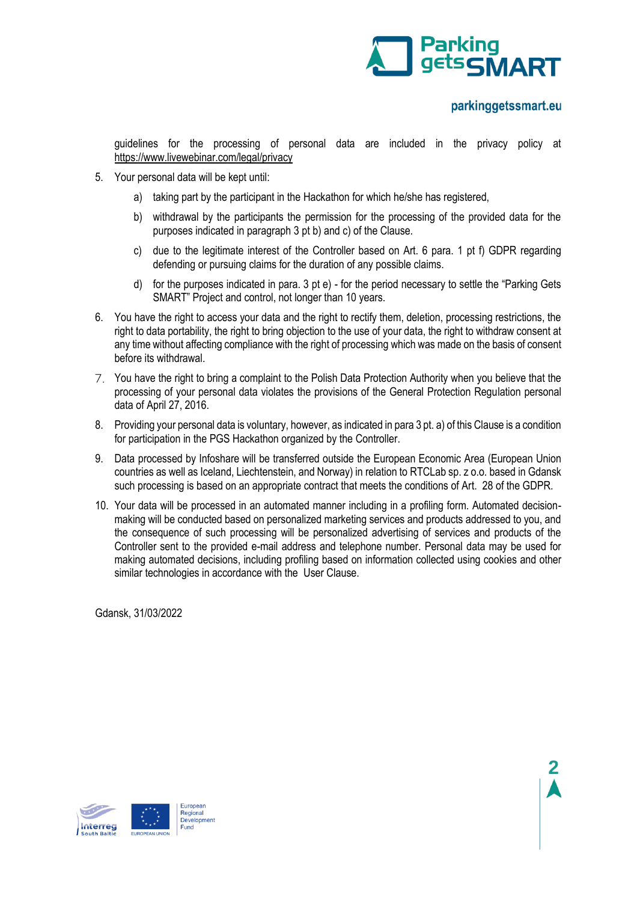guidelines for the processing of personal data are included in the privacy policy at https://www.livewebinar.com/legal/privacy

5. Your personal data will be kept until:
   a) taking part by the participant in the Hackathon for which he/she has registered,
   b) withdrawal by the participants the permission for the processing of the provided data for the purposes indicated in paragraph 3 pt b) and c) of the Clause.
   c) due to the legitimate interest of the Controller based on Art. 6 para. 1 pt f) GDPR regarding defending or pursuing claims for the duration of any possible claims.
   d) for the purposes indicated in para. 3 pt e) - for the period necessary to settle the "Parking Gets SMART" Project and control, not longer than 10 years.
6. You have the right to access your data and the right to rectify them, deletion, processing restrictions, the right to data portability, the right to bring objection to the use of your data, the right to withdraw consent at any time without affecting compliance with the right of processing which was made on the basis of consent before its withdrawal.
7. You have the right to bring a complaint to the Polish Data Protection Authority when you believe that the processing of your personal data violates the provisions of the General Protection Regulation personal data of April 27, 2016.
8. Providing your personal data is voluntary, however, as indicated in para 3 pt. a) of this Clause is a condition for participation in the PGS Hackathon organized by the Controller.
9. Data processed by Infoshare will be transferred outside the European Economic Area (European Union countries as well as Iceland, Liechtenstein, and Norway) in relation to RTCLab sp. z o.o. based in Gdansk such processing is based on an appropriate contract that meets the conditions of Art. 28 of the GDPR.
10. Your data will be processed in an automated manner including in a profiling form. Automated decision-making will be conducted based on personalized marketing services and products addressed to you, and the consequence of such processing will be personalized advertising of services and products of the Controller sent to the provided e-mail address and telephone number. Personal data may be used for making automated decisions, including profiling based on information collected using cookies and other similar technologies in accordance with the User Clause.

Gdansk, 31/03/2022